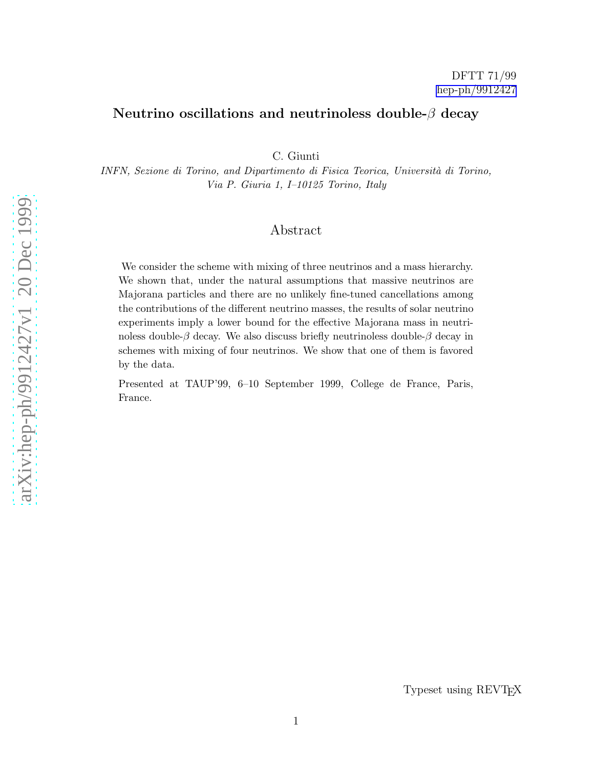DFTT 71/99
hep-ph/9912427

# Neutrino oscillations and neutrinoless double-$\beta$ decay

C. Giunti

*INFN, Sezione di Torino, and Dipartimento di Fisica Teorica, Università di Torino, Via P. Giuria 1, I–10125 Torino, Italy*

## Abstract

We consider the scheme with mixing of three neutrinos and a mass hierarchy. We shown that, under the natural assumptions that massive neutrinos are Majorana particles and there are no unlikely fine-tuned cancellations among the contributions of the different neutrino masses, the results of solar neutrino experiments imply a lower bound for the effective Majorana mass in neutrinoless double-$\beta$ decay. We also discuss briefly neutrinoless double-$\beta$ decay in schemes with mixing of four neutrinos. We show that one of them is favored by the data.

Presented at TAUP'99, 6–10 September 1999, College de France, Paris, France.

Typeset using REVTEX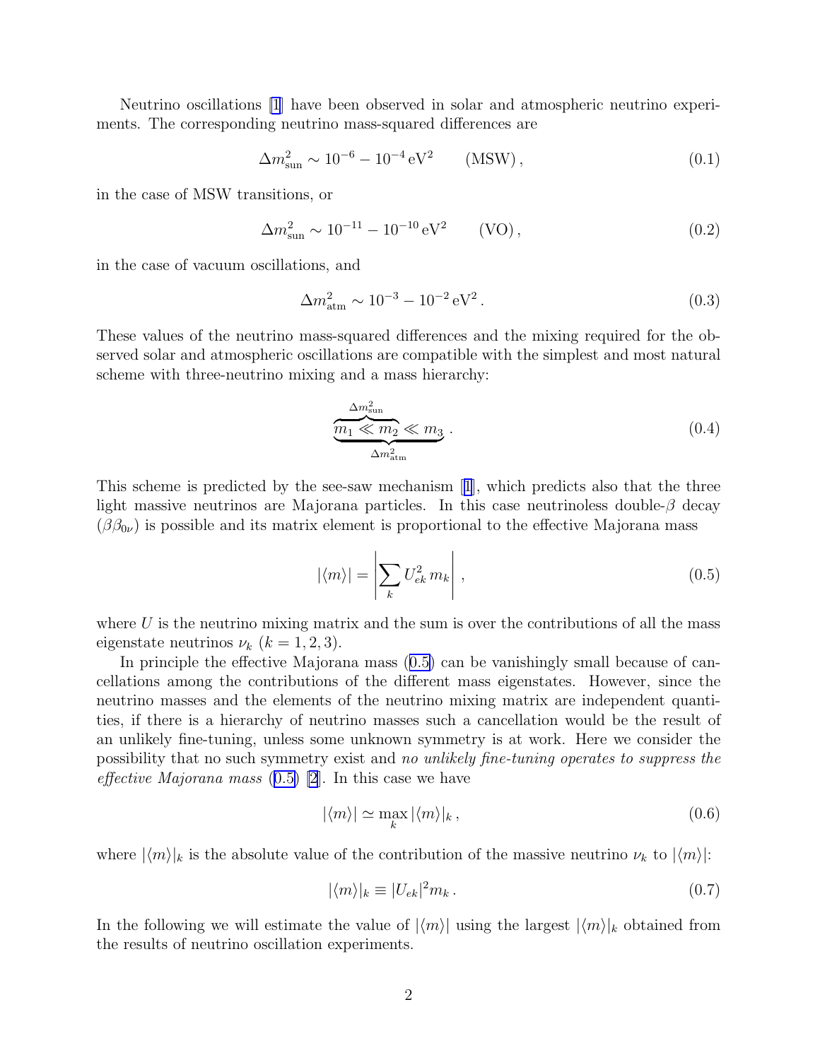Neutrino oscillations [1] have been observed in solar and atmospheric neutrino experiments. The corresponding neutrino mass-squared differences are

$$\Delta m^2_{\rm sun} \sim 10^{-6} - 10^{-4}\,{\rm eV}^2 \qquad ({\rm MSW})\,, \tag{0.1}$$

in the case of MSW transitions, or

$$\Delta m^2_{\rm sun} \sim 10^{-11} - 10^{-10}\,{\rm eV}^2 \qquad ({\rm VO})\,, \tag{0.2}$$

in the case of vacuum oscillations, and

$$\Delta m^2_{\rm atm} \sim 10^{-3} - 10^{-2}\,{\rm eV}^2\,. \tag{0.3}$$

These values of the neutrino mass-squared differences and the mixing required for the observed solar and atmospheric oscillations are compatible with the simplest and most natural scheme with three-neutrino mixing and a mass hierarchy:

$$\underbrace{\overbrace{m_1 \ll m_2}^{\Delta m^2_{\rm sun}} \ll m_3}_{\Delta m^2_{\rm atm}}\,. \tag{0.4}$$

This scheme is predicted by the see-saw mechanism [1], which predicts also that the three light massive neutrinos are Majorana particles. In this case neutrinoless double-$\beta$ decay ($\beta\beta_{0\nu}$) is possible and its matrix element is proportional to the effective Majorana mass

$$|\langle m \rangle| = \left| \sum_k U_{ek}^2 \, m_k \right|\,, \tag{0.5}$$

where $U$ is the neutrino mixing matrix and the sum is over the contributions of all the mass eigenstate neutrinos $\nu_k$ ($k = 1,2,3$).

In principle the effective Majorana mass (0.5) can be vanishingly small because of cancellations among the contributions of the different mass eigenstates. However, since the neutrino masses and the elements of the neutrino mixing matrix are independent quantities, if there is a hierarchy of neutrino masses such a cancellation would be the result of an unlikely fine-tuning, unless some unknown symmetry is at work. Here we consider the possibility that no such symmetry exist and *no unlikely fine-tuning operates to suppress the effective Majorana mass* (0.5) [2]. In this case we have

$$|\langle m \rangle| \simeq \max_k |\langle m \rangle|_k\,, \tag{0.6}$$

where $|\langle m \rangle|_k$ is the absolute value of the contribution of the massive neutrino $\nu_k$ to $|\langle m \rangle|$:

$$|\langle m \rangle|_k \equiv |U_{ek}|^2 m_k\,. \tag{0.7}$$

In the following we will estimate the value of $|\langle m \rangle|$ using the largest $|\langle m \rangle|_k$ obtained from the results of neutrino oscillation experiments.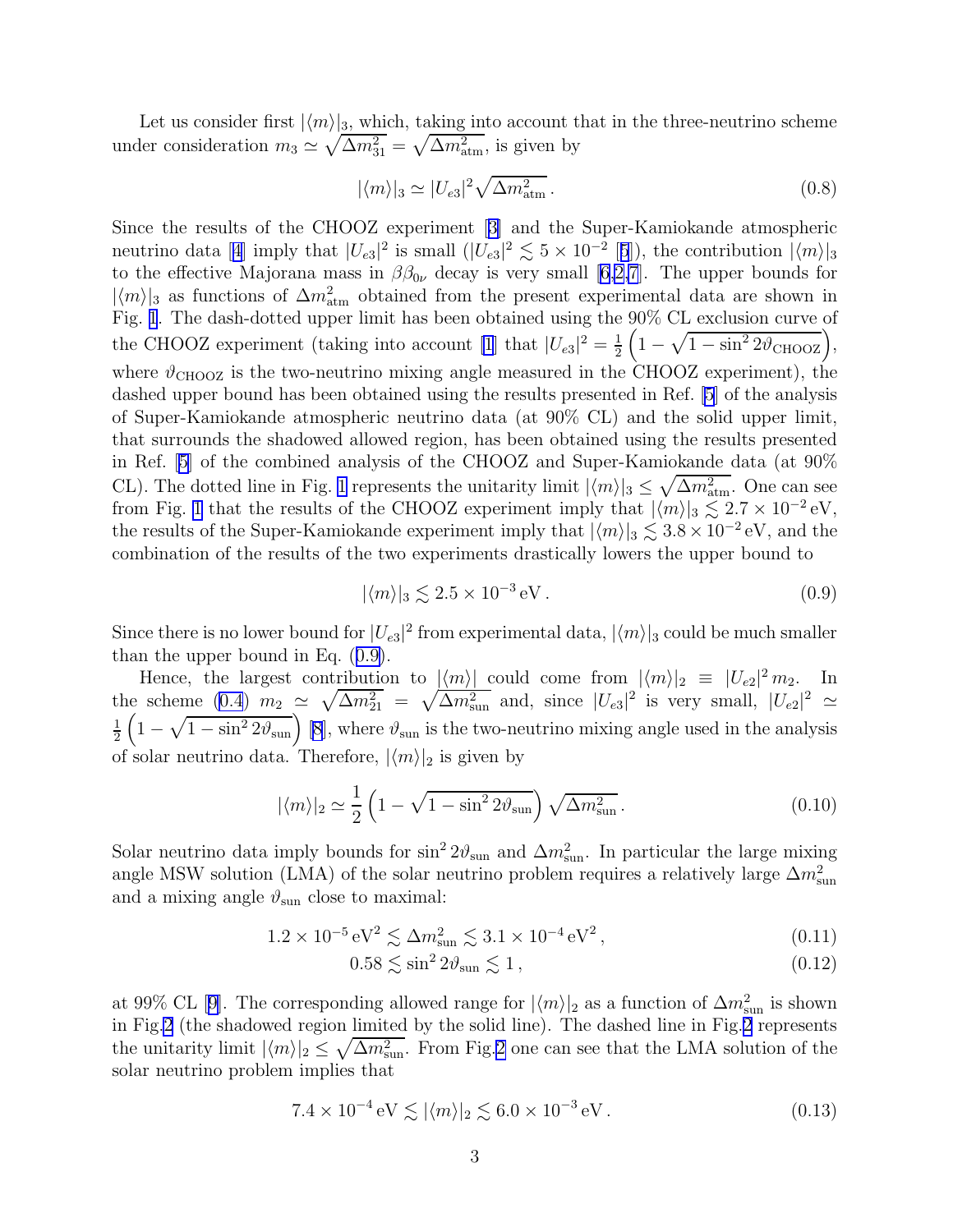Let us consider first $|\langle m \rangle|_3$, which, taking into account that in the three-neutrino scheme under consideration $m_3 \simeq \sqrt{\Delta m^2_{31}} = \sqrt{\Delta m^2_{\text{atm}}}$, is given by

$$|\langle m \rangle|_3 \simeq |U_{e3}|^2 \sqrt{\Delta m^2_{\text{atm}}} \,. \tag{0.8}$$

Since the results of the CHOOZ experiment [3] and the Super-Kamiokande atmospheric neutrino data [4] imply that $|U_{e3}|^2$ is small ($|U_{e3}|^2 \lesssim 5 \times 10^{-2}$ [5]), the contribution $|\langle m \rangle|_3$ to the effective Majorana mass in $\beta\beta_{0\nu}$ decay is very small [6,2,7]. The upper bounds for $|\langle m \rangle|_3$ as functions of $\Delta m^2_{\text{atm}}$ obtained from the present experimental data are shown in Fig. 1. The dash-dotted upper limit has been obtained using the 90% CL exclusion curve of the CHOOZ experiment (taking into account [1] that $|U_{e3}|^2 = \frac{1}{2}\left(1 - \sqrt{1 - \sin^2 2\vartheta_{\text{CHOOZ}}}\right)$, where $\vartheta_{\text{CHOOZ}}$ is the two-neutrino mixing angle measured in the CHOOZ experiment), the dashed upper bound has been obtained using the results presented in Ref. [5] of the analysis of Super-Kamiokande atmospheric neutrino data (at 90% CL) and the solid upper limit, that surrounds the shadowed allowed region, has been obtained using the results presented in Ref. [5] of the combined analysis of the CHOOZ and Super-Kamiokande data (at 90% CL). The dotted line in Fig. 1 represents the unitarity limit $|\langle m \rangle|_3 \leq \sqrt{\Delta m^2_{\text{atm}}}$. One can see from Fig. 1 that the results of the CHOOZ experiment imply that $|\langle m \rangle|_3 \lesssim 2.7 \times 10^{-2}\,\text{eV}$, the results of the Super-Kamiokande experiment imply that $|\langle m \rangle|_3 \lesssim 3.8 \times 10^{-2}\,\text{eV}$, and the combination of the results of the two experiments drastically lowers the upper bound to

$$|\langle m \rangle|_3 \lesssim 2.5 \times 10^{-3}\,\text{eV} \,. \tag{0.9}$$

Since there is no lower bound for $|U_{e3}|^2$ from experimental data, $|\langle m \rangle|_3$ could be much smaller than the upper bound in Eq. (0.9).

Hence, the largest contribution to $|\langle m \rangle|$ could come from $|\langle m \rangle|_2 \equiv |U_{e2}|^2\, m_2$. In the scheme (0.4) $m_2 \simeq \sqrt{\Delta m^2_{21}} = \sqrt{\Delta m^2_{\text{sun}}}$ and, since $|U_{e3}|^2$ is very small, $|U_{e2}|^2 \simeq \frac{1}{2}\left(1 - \sqrt{1 - \sin^2 2\vartheta_{\text{sun}}}\right)$ [8], where $\vartheta_{\text{sun}}$ is the two-neutrino mixing angle used in the analysis of solar neutrino data. Therefore, $|\langle m \rangle|_2$ is given by

$$|\langle m \rangle|_2 \simeq \frac{1}{2}\left(1 - \sqrt{1 - \sin^2 2\vartheta_{\text{sun}}}\right) \sqrt{\Delta m^2_{\text{sun}}} \,. \tag{0.10}$$

Solar neutrino data imply bounds for $\sin^2 2\vartheta_{\text{sun}}$ and $\Delta m^2_{\text{sun}}$. In particular the large mixing angle MSW solution (LMA) of the solar neutrino problem requires a relatively large $\Delta m^2_{\text{sun}}$ and a mixing angle $\vartheta_{\text{sun}}$ close to maximal:

$$1.2 \times 10^{-5}\,\text{eV}^2 \lesssim \Delta m^2_{\text{sun}} \lesssim 3.1 \times 10^{-4}\,\text{eV}^2 \,, \tag{0.11}$$

$$0.58 \lesssim \sin^2 2\vartheta_{\text{sun}} \lesssim 1 \,, \tag{0.12}$$

at 99% CL [9]. The corresponding allowed range for $|\langle m \rangle|_2$ as a function of $\Delta m^2_{\text{sun}}$ is shown in Fig.2 (the shadowed region limited by the solid line). The dashed line in Fig.2 represents the unitarity limit $|\langle m \rangle|_2 \leq \sqrt{\Delta m^2_{\text{sun}}}$. From Fig.2 one can see that the LMA solution of the solar neutrino problem implies that

$$7.4 \times 10^{-4}\,\text{eV} \lesssim |\langle m \rangle|_2 \lesssim 6.0 \times 10^{-3}\,\text{eV} \,. \tag{0.13}$$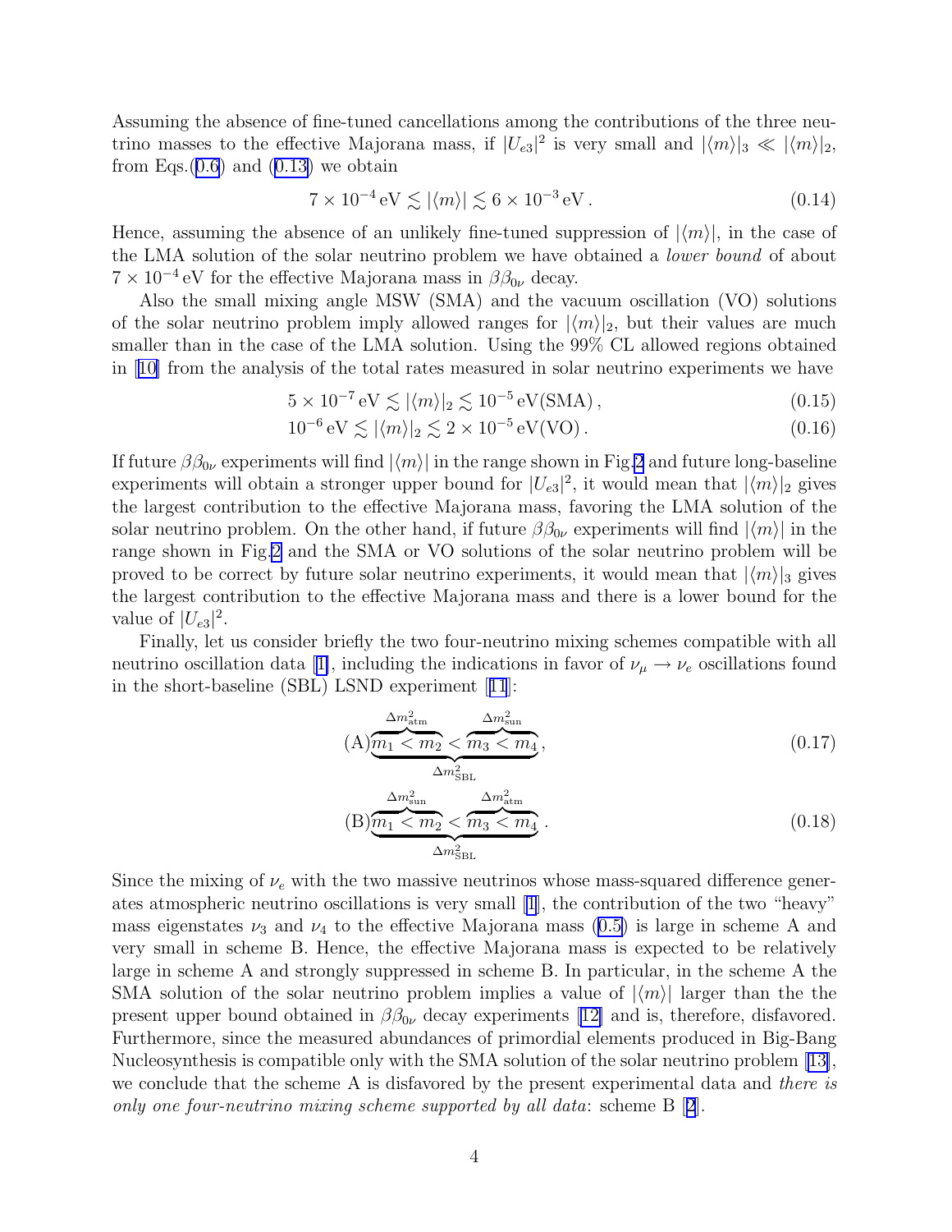Assuming the absence of fine-tuned cancellations among the contributions of the three neutrino masses to the effective Majorana mass, if $|U_{e3}|^2$ is very small and $|\langle m \rangle|_3 \ll |\langle m \rangle|_2$, from Eqs.(0.6) and (0.13) we obtain

$$7 \times 10^{-4}\,\text{eV} \lesssim |\langle m \rangle| \lesssim 6 \times 10^{-3}\,\text{eV}\,. \tag{0.14}$$

Hence, assuming the absence of an unlikely fine-tuned suppression of $|\langle m \rangle|$, in the case of the LMA solution of the solar neutrino problem we have obtained a *lower bound* of about $7 \times 10^{-4}\,\text{eV}$ for the effective Majorana mass in $\beta\beta_{0\nu}$ decay.

Also the small mixing angle MSW (SMA) and the vacuum oscillation (VO) solutions of the solar neutrino problem imply allowed ranges for $|\langle m \rangle|_2$, but their values are much smaller than in the case of the LMA solution. Using the 99% CL allowed regions obtained in [10] from the analysis of the total rates measured in solar neutrino experiments we have

$$5 \times 10^{-7}\,\text{eV} \lesssim |\langle m \rangle|_2 \lesssim 10^{-5}\,\text{eV}(\text{SMA})\,, \tag{0.15}$$

$$10^{-6}\,\text{eV} \lesssim |\langle m \rangle|_2 \lesssim 2 \times 10^{-5}\,\text{eV}(\text{VO})\,. \tag{0.16}$$

If future $\beta\beta_{0\nu}$ experiments will find $|\langle m \rangle|$ in the range shown in Fig.2 and future long-baseline experiments will obtain a stronger upper bound for $|U_{e3}|^2$, it would mean that $|\langle m \rangle|_2$ gives the largest contribution to the effective Majorana mass, favoring the LMA solution of the solar neutrino problem. On the other hand, if future $\beta\beta_{0\nu}$ experiments will find $|\langle m \rangle|$ in the range shown in Fig.2 and the SMA or VO solutions of the solar neutrino problem will be proved to be correct by future solar neutrino experiments, it would mean that $|\langle m \rangle|_3$ gives the largest contribution to the effective Majorana mass and there is a lower bound for the value of $|U_{e3}|^2$.

Finally, let us consider briefly the two four-neutrino mixing schemes compatible with all neutrino oscillation data [1], including the indications in favor of $\nu_\mu \to \nu_e$ oscillations found in the short-baseline (SBL) LSND experiment [11]:

$$(\text{A})\underbrace{\overbrace{m_1 < m_2}^{\Delta m^2_{\text{atm}}} < \overbrace{m_3 < m_4}^{\Delta m^2_{\text{sun}}}}_{\Delta m^2_{\text{SBL}}}\,, \tag{0.17}$$

$$(\text{B})\underbrace{\overbrace{m_1 < m_2}^{\Delta m^2_{\text{sun}}} < \overbrace{m_3 < m_4}^{\Delta m^2_{\text{atm}}}}_{\Delta m^2_{\text{SBL}}}\,. \tag{0.18}$$

Since the mixing of $\nu_e$ with the two massive neutrinos whose mass-squared difference generates atmospheric neutrino oscillations is very small [1], the contribution of the two "heavy" mass eigenstates $\nu_3$ and $\nu_4$ to the effective Majorana mass (0.5) is large in scheme A and very small in scheme B. Hence, the effective Majorana mass is expected to be relatively large in scheme A and strongly suppressed in scheme B. In particular, in the scheme A the SMA solution of the solar neutrino problem implies a value of $|\langle m \rangle|$ larger than the the present upper bound obtained in $\beta\beta_{0\nu}$ decay experiments [12] and is, therefore, disfavored. Furthermore, since the measured abundances of primordial elements produced in Big-Bang Nucleosynthesis is compatible only with the SMA solution of the solar neutrino problem [13], we conclude that the scheme A is disfavored by the present experimental data and *there is only one four-neutrino mixing scheme supported by all data*: scheme B [2].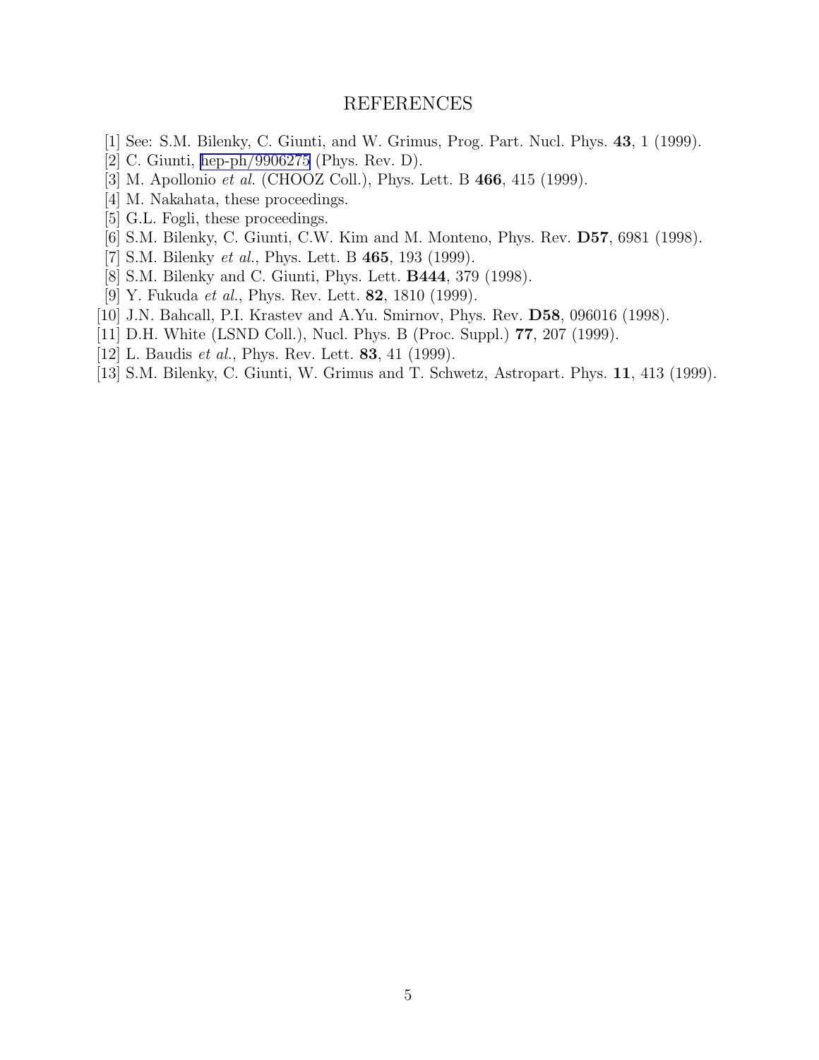# REFERENCES

[1] See: S.M. Bilenky, C. Giunti, and W. Grimus, Prog. Part. Nucl. Phys. **43**, 1 (1999).

[2] C. Giunti, hep-ph/9906275 (Phys. Rev. D).

[3] M. Apollonio *et al.* (CHOOZ Coll.), Phys. Lett. B **466**, 415 (1999).

[4] M. Nakahata, these proceedings.

[5] G.L. Fogli, these proceedings.

[6] S.M. Bilenky, C. Giunti, C.W. Kim and M. Monteno, Phys. Rev. **D57**, 6981 (1998).

[7] S.M. Bilenky *et al.*, Phys. Lett. B **465**, 193 (1999).

[8] S.M. Bilenky and C. Giunti, Phys. Lett. **B444**, 379 (1998).

[9] Y. Fukuda *et al.*, Phys. Rev. Lett. **82**, 1810 (1999).

[10] J.N. Bahcall, P.I. Krastev and A.Yu. Smirnov, Phys. Rev. **D58**, 096016 (1998).

[11] D.H. White (LSND Coll.), Nucl. Phys. B (Proc. Suppl.) **77**, 207 (1999).

[12] L. Baudis *et al.*, Phys. Rev. Lett. **83**, 41 (1999).

[13] S.M. Bilenky, C. Giunti, W. Grimus and T. Schwetz, Astropart. Phys. **11**, 413 (1999).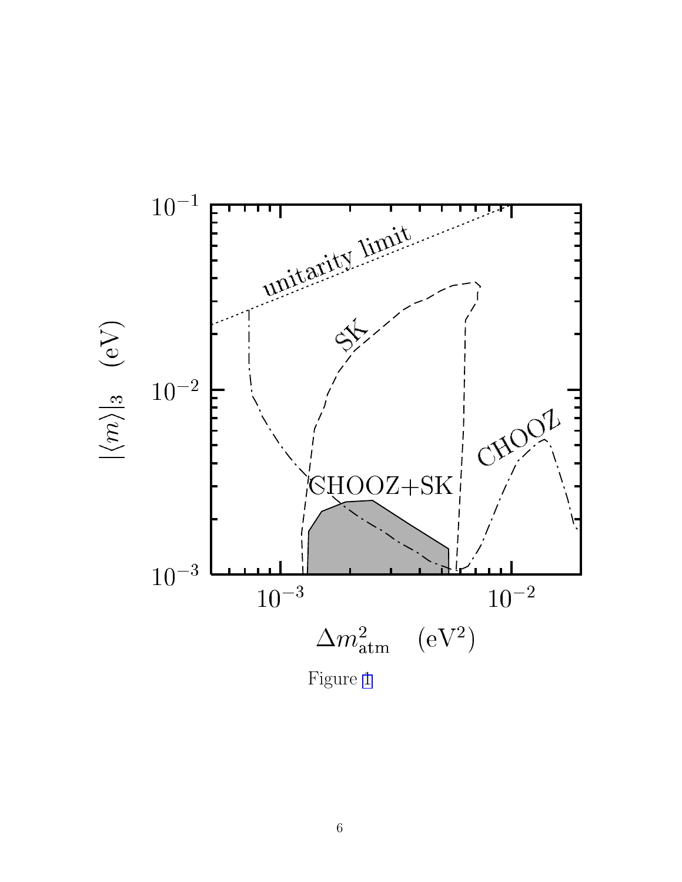Figure 1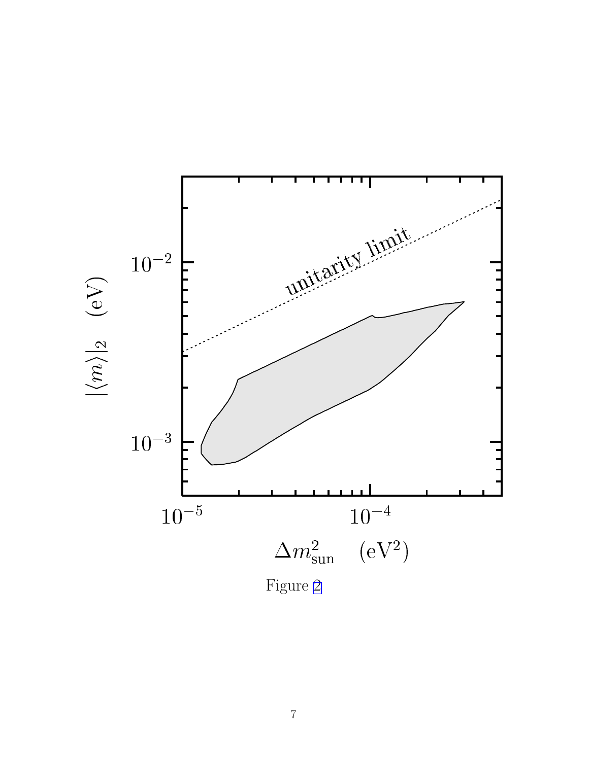unitarity limit

$|\langle m \rangle|_2$ (eV)

$10^{-2}$

$10^{-3}$

$10^{-5}$

$10^{-4}$

$\Delta m^2_{\rm sun}$ (eV$^2$)

Figure 2